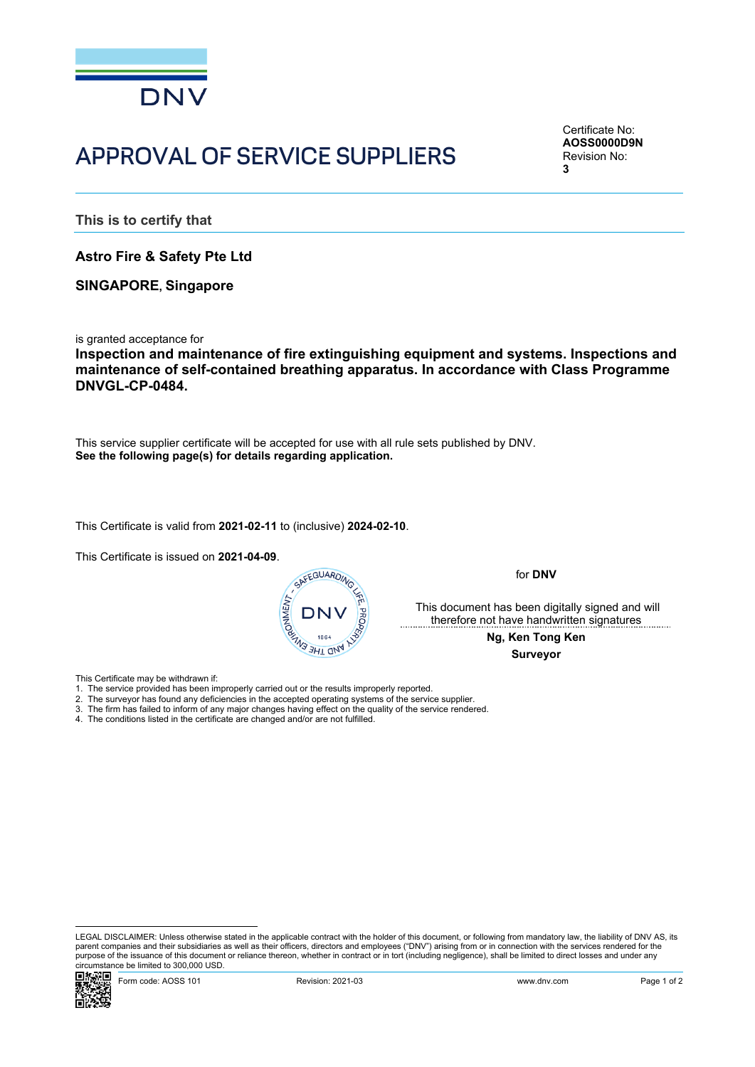DNV

# APPROVAL OF SERVICE SUPPLIERS

Certificate No:
**AOSS0000D9N**
Revision No:
**3**

**This is to certify that**

**Astro Fire & Safety Pte Ltd**

**SINGAPORE, Singapore**

is granted acceptance for

**Inspection and maintenance of fire extinguishing equipment and systems. Inspections and maintenance of self-contained breathing apparatus. In accordance with Class Programme DNVGL-CP-0484.**

This service supplier certificate will be accepted for use with all rule sets published by DNV.
**See the following page(s) for details regarding application.**

This Certificate is valid from **2021-02-11** to (inclusive) **2024-02-10**.

This Certificate is issued on **2021-04-09**.

for **DNV**

This document has been digitally signed and will therefore not have handwritten signatures

**Ng, Ken Tong Ken**
**Surveyor**

This Certificate may be withdrawn if:

1. The service provided has been improperly carried out or the results improperly reported.
2. The surveyor has found any deficiencies in the accepted operating systems of the service supplier.
3. The firm has failed to inform of any major changes having effect on the quality of the service rendered.
4. The conditions listed in the certificate are changed and/or are not fulfilled.

LEGAL DISCLAIMER: Unless otherwise stated in the applicable contract with the holder of this document, or following from mandatory law, the liability of DNV AS, its parent companies and their subsidiaries as well as their officers, directors and employees ("DNV") arising from or in connection with the services rendered for the purpose of the issuance of this document or reliance thereon, whether in contract or in tort (including negligence), shall be limited to direct losses and under any circumstance be limited to 300,000 USD.

Form code: AOSS 101 Revision: 2021-03 www.dnv.com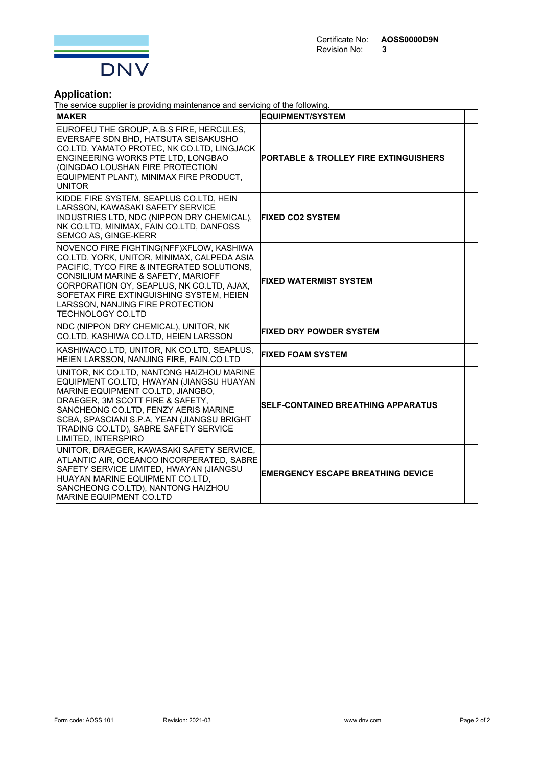Certificate No: **AOSS0000D9N**
Revision No: **3**

## Application:

The service supplier is providing maintenance and servicing of the following.

| **MAKER** | **EQUIPMENT/SYSTEM** | |
|---|---|---|
| EUROFEU THE GROUP, A.B.S FIRE, HERCULES, EVERSAFE SDN BHD, HATSUTA SEISAKUSHO CO.LTD, YAMATO PROTEC, NK CO.LTD, LINGJACK ENGINEERING WORKS PTE LTD, LONGBAO (QINGDAO LOUSHAN FIRE PROTECTION EQUIPMENT PLANT), MINIMAX FIRE PRODUCT, UNITOR | **PORTABLE & TROLLEY FIRE EXTINGUISHERS** | |
| KIDDE FIRE SYSTEM, SEAPLUS CO.LTD, HEIN LARSSON, KAWASAKI SAFETY SERVICE INDUSTRIES LTD, NDC (NIPPON DRY CHEMICAL), NK CO.LTD, MINIMAX, FAIN CO.LTD, DANFOSS SEMCO AS, GINGE-KERR | **FIXED CO2 SYSTEM** | |
| NOVENCO FIRE FIGHTING(NFF)XFLOW, KASHIWA CO.LTD, YORK, UNITOR, MINIMAX, CALPEDA ASIA PACIFIC, TYCO FIRE & INTEGRATED SOLUTIONS, CONSILIUM MARINE & SAFETY, MARIOFF CORPORATION OY, SEAPLUS, NK CO.LTD, AJAX, SOFETAX FIRE EXTINGUISHING SYSTEM, HEIEN LARSSON, NANJING FIRE PROTECTION TECHNOLOGY CO.LTD | **FIXED WATERMIST SYSTEM** | |
| NDC (NIPPON DRY CHEMICAL), UNITOR, NK CO.LTD, KASHIWA CO.LTD, HEIEN LARSSON | **FIXED DRY POWDER SYSTEM** | |
| KASHIWACO.LTD, UNITOR, NK CO.LTD, SEAPLUS, HEIEN LARSSON, NANJING FIRE, FAIN.CO LTD | **FIXED FOAM SYSTEM** | |
| UNITOR, NK CO.LTD, NANTONG HAIZHOU MARINE EQUIPMENT CO.LTD, HWAYAN (JIANGSU HUAYAN MARINE EQUIPMENT CO.LTD, JIANGBO, DRAEGER, 3M SCOTT FIRE & SAFETY, SANCHEONG CO.LTD, FENZY AERIS MARINE SCBA, SPASCIANI S.P.A, YEAN (JIANGSU BRIGHT TRADING CO.LTD), SABRE SAFETY SERVICE LIMITED, INTERSPIRO | **SELF-CONTAINED BREATHING APPARATUS** | |
| UNITOR, DRAEGER, KAWASAKI SAFETY SERVICE, ATLANTIC AIR, OCEANCO INCORPERATED, SABRE SAFETY SERVICE LIMITED, HWAYAN (JIANGSU HUAYAN MARINE EQUIPMENT CO.LTD, SANCHEONG CO.LTD), NANTONG HAIZHOU MARINE EQUIPMENT CO.LTD | **EMERGENCY ESCAPE BREATHING DEVICE** | |